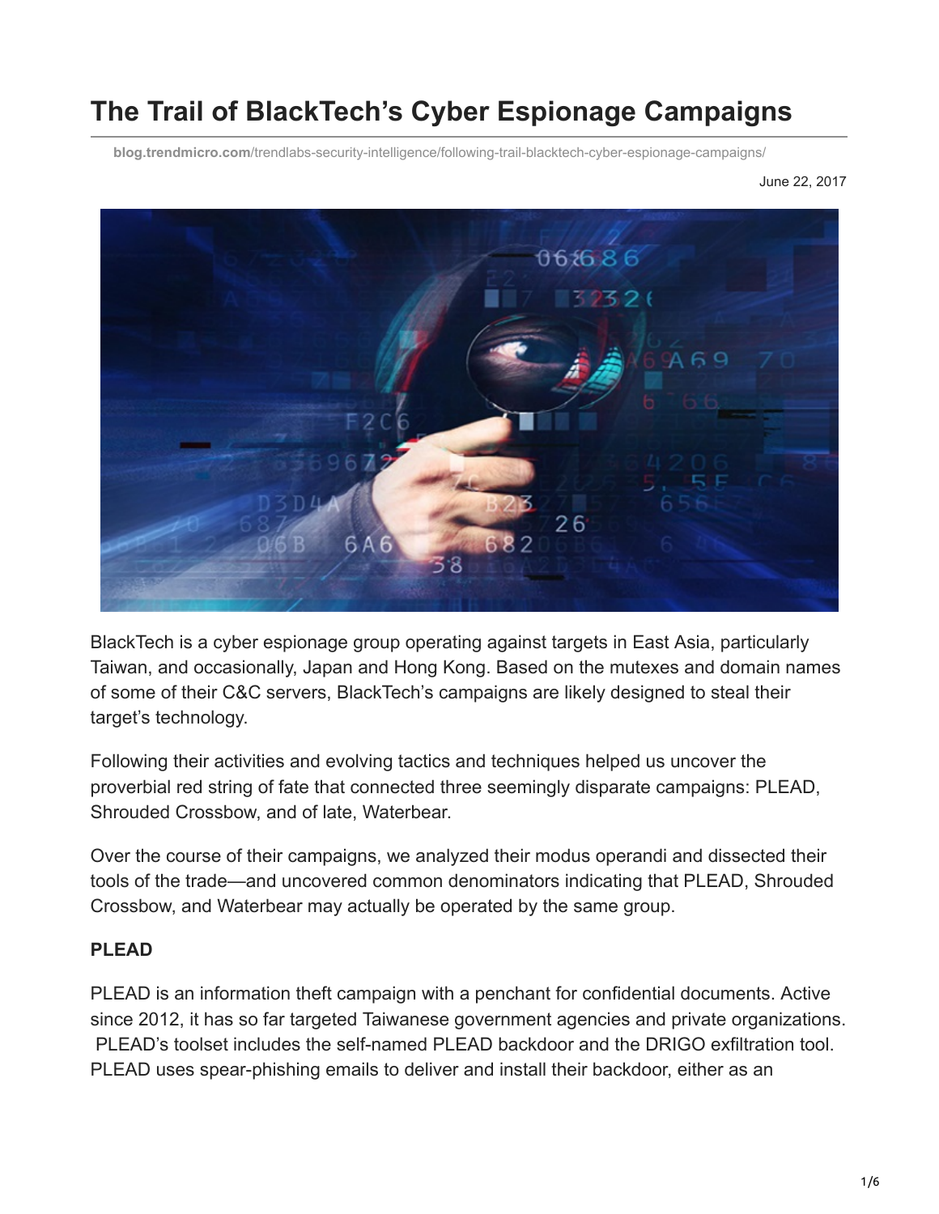# The Trail of BlackTech's Cyber Espionage Campaigns

blog.trendmicro.com/trendlabs-security-intelligence/following-trail-blacktech-cyber-espionage-campaigns/

June 22, 2017

BlackTech is a cyber espionage group operating against targets in East Asia, particularly Taiwan, and occasionally, Japan and Hong Kong. Based on the mutexes and domain names of some of their C&C servers, BlackTech's campaigns are likely designed to steal their target's technology.

Following their activities and evolving tactics and techniques helped us uncover the proverbial red string of fate that connected three seemingly disparate campaigns: PLEAD, Shrouded Crossbow, and of late, Waterbear.

Over the course of their campaigns, we analyzed their modus operandi and dissected their tools of the trade—and uncovered common denominators indicating that PLEAD, Shrouded Crossbow, and Waterbear may actually be operated by the same group.

**PLEAD**

PLEAD is an information theft campaign with a penchant for confidential documents. Active since 2012, it has so far targeted Taiwanese government agencies and private organizations. PLEAD's toolset includes the self-named PLEAD backdoor and the DRIGO exfiltration tool. PLEAD uses spear-phishing emails to deliver and install their backdoor, either as an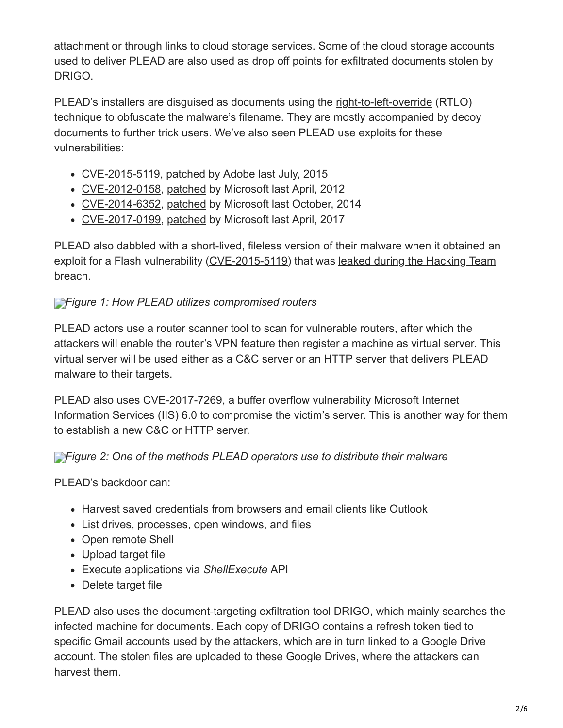attachment or through links to cloud storage services. Some of the cloud storage accounts used to deliver PLEAD are also used as drop off points for exfiltrated documents stolen by DRIGO.

PLEAD's installers are disguised as documents using the right-to-left-override (RTLO) technique to obfuscate the malware's filename. They are mostly accompanied by decoy documents to further trick users. We've also seen PLEAD use exploits for these vulnerabilities:

- CVE-2015-5119, patched by Adobe last July, 2015
- CVE-2012-0158, patched by Microsoft last April, 2012
- CVE-2014-6352, patched by Microsoft last October, 2014
- CVE-2017-0199, patched by Microsoft last April, 2017

PLEAD also dabbled with a short-lived, fileless version of their malware when it obtained an exploit for a Flash vulnerability (CVE-2015-5119) that was leaked during the Hacking Team breach.

*Figure 1: How PLEAD utilizes compromised routers*

PLEAD actors use a router scanner tool to scan for vulnerable routers, after which the attackers will enable the router's VPN feature then register a machine as virtual server. This virtual server will be used either as a C&C server or an HTTP server that delivers PLEAD malware to their targets.

PLEAD also uses CVE-2017-7269, a buffer overflow vulnerability Microsoft Internet Information Services (IIS) 6.0 to compromise the victim's server. This is another way for them to establish a new C&C or HTTP server.

*Figure 2: One of the methods PLEAD operators use to distribute their malware*

PLEAD's backdoor can:

- Harvest saved credentials from browsers and email clients like Outlook
- List drives, processes, open windows, and files
- Open remote Shell
- Upload target file
- Execute applications via *ShellExecute* API
- Delete target file

PLEAD also uses the document-targeting exfiltration tool DRIGO, which mainly searches the infected machine for documents. Each copy of DRIGO contains a refresh token tied to specific Gmail accounts used by the attackers, which are in turn linked to a Google Drive account. The stolen files are uploaded to these Google Drives, where the attackers can harvest them.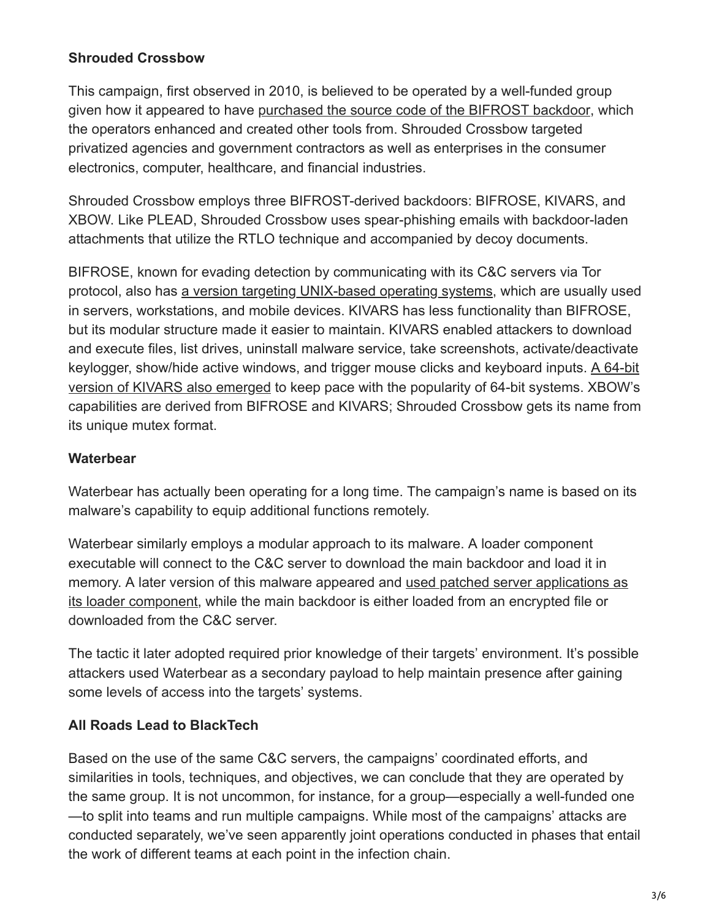**Shrouded Crossbow**

This campaign, first observed in 2010, is believed to be operated by a well-funded group given how it appeared to have purchased the source code of the BIFROST backdoor, which the operators enhanced and created other tools from. Shrouded Crossbow targeted privatized agencies and government contractors as well as enterprises in the consumer electronics, computer, healthcare, and financial industries.

Shrouded Crossbow employs three BIFROST-derived backdoors: BIFROSE, KIVARS, and XBOW. Like PLEAD, Shrouded Crossbow uses spear-phishing emails with backdoor-laden attachments that utilize the RTLO technique and accompanied by decoy documents.

BIFROSE, known for evading detection by communicating with its C&C servers via Tor protocol, also has a version targeting UNIX-based operating systems, which are usually used in servers, workstations, and mobile devices. KIVARS has less functionality than BIFROSE, but its modular structure made it easier to maintain. KIVARS enabled attackers to download and execute files, list drives, uninstall malware service, take screenshots, activate/deactivate keylogger, show/hide active windows, and trigger mouse clicks and keyboard inputs. A 64-bit version of KIVARS also emerged to keep pace with the popularity of 64-bit systems. XBOW's capabilities are derived from BIFROSE and KIVARS; Shrouded Crossbow gets its name from its unique mutex format.

**Waterbear**

Waterbear has actually been operating for a long time. The campaign's name is based on its malware's capability to equip additional functions remotely.

Waterbear similarly employs a modular approach to its malware. A loader component executable will connect to the C&C server to download the main backdoor and load it in memory. A later version of this malware appeared and used patched server applications as its loader component, while the main backdoor is either loaded from an encrypted file or downloaded from the C&C server.

The tactic it later adopted required prior knowledge of their targets' environment. It's possible attackers used Waterbear as a secondary payload to help maintain presence after gaining some levels of access into the targets' systems.

**All Roads Lead to BlackTech**

Based on the use of the same C&C servers, the campaigns' coordinated efforts, and similarities in tools, techniques, and objectives, we can conclude that they are operated by the same group. It is not uncommon, for instance, for a group—especially a well-funded one—to split into teams and run multiple campaigns. While most of the campaigns' attacks are conducted separately, we've seen apparently joint operations conducted in phases that entail the work of different teams at each point in the infection chain.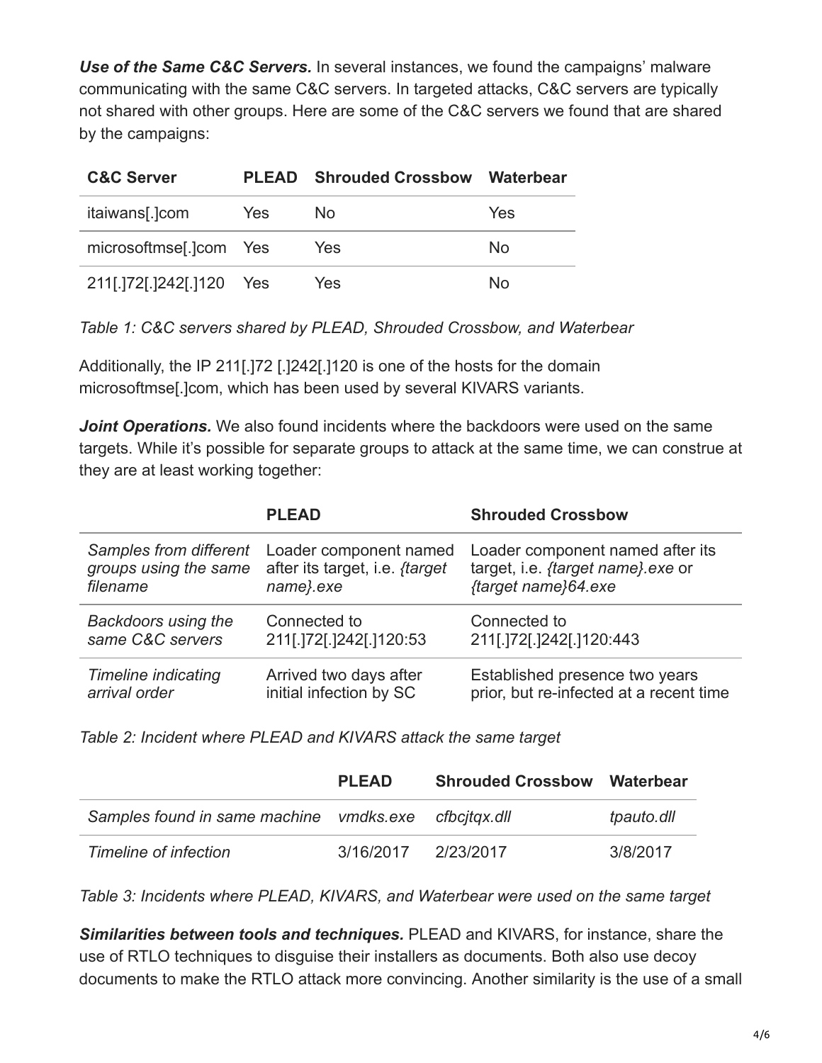***Use of the Same C&C Servers.*** In several instances, we found the campaigns' malware communicating with the same C&C servers. In targeted attacks, C&C servers are typically not shared with other groups. Here are some of the C&C servers we found that are shared by the campaigns:

| C&C Server | PLEAD | Shrouded Crossbow | Waterbear |
|---|---|---|---|
| itaiwans[.]com | Yes | No | Yes |
| microsoftmse[.]com | Yes | Yes | No |
| 211[.]72[.]242[.]120 | Yes | Yes | No |

*Table 1: C&C servers shared by PLEAD, Shrouded Crossbow, and Waterbear*

Additionally, the IP 211[.]72 [.]242[.]120 is one of the hosts for the domain microsoftmse[.]com, which has been used by several KIVARS variants.

***Joint Operations.*** We also found incidents where the backdoors were used on the same targets. While it's possible for separate groups to attack at the same time, we can construe at they are at least working together:

| | PLEAD | Shrouded Crossbow |
|---|---|---|
| *Samples from different groups using the same filename* | Loader component named after its target, i.e. *{target name}.exe* | Loader component named after its target, i.e. *{target name}.exe* or *{target name}64.exe* |
| *Backdoors using the same C&C servers* | Connected to 211[.]72[.]242[.]120:53 | Connected to 211[.]72[.]242[.]120:443 |
| *Timeline indicating arrival order* | Arrived two days after initial infection by SC | Established presence two years prior, but re-infected at a recent time |

*Table 2: Incident where PLEAD and KIVARS attack the same target*

| | PLEAD | Shrouded Crossbow | Waterbear |
|---|---|---|---|
| *Samples found in same machine* | *vmdks.exe* | *cfbcjtqx.dll* | *tpauto.dll* |
| *Timeline of infection* | 3/16/2017 | 2/23/2017 | 3/8/2017 |

*Table 3: Incidents where PLEAD, KIVARS, and Waterbear were used on the same target*

***Similarities between tools and techniques.*** PLEAD and KIVARS, for instance, share the use of RTLO techniques to disguise their installers as documents. Both also use decoy documents to make the RTLO attack more convincing. Another similarity is the use of a small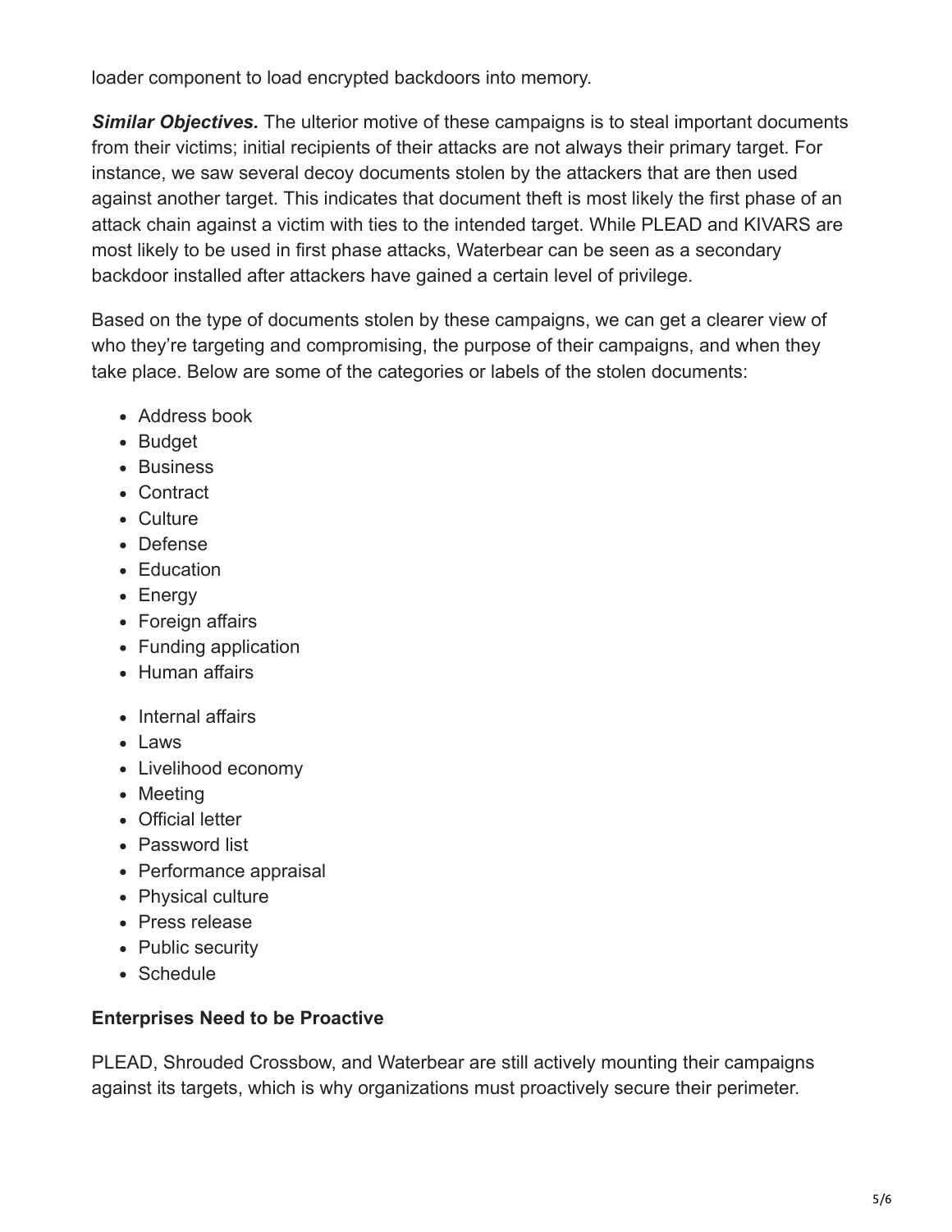loader component to load encrypted backdoors into memory.

***Similar Objectives.*** The ulterior motive of these campaigns is to steal important documents from their victims; initial recipients of their attacks are not always their primary target. For instance, we saw several decoy documents stolen by the attackers that are then used against another target. This indicates that document theft is most likely the first phase of an attack chain against a victim with ties to the intended target. While PLEAD and KIVARS are most likely to be used in first phase attacks, Waterbear can be seen as a secondary backdoor installed after attackers have gained a certain level of privilege.

Based on the type of documents stolen by these campaigns, we can get a clearer view of who they're targeting and compromising, the purpose of their campaigns, and when they take place. Below are some of the categories or labels of the stolen documents:

- Address book
- Budget
- Business
- Contract
- Culture
- Defense
- Education
- Energy
- Foreign affairs
- Funding application
- Human affairs
- Internal affairs
- Laws
- Livelihood economy
- Meeting
- Official letter
- Password list
- Performance appraisal
- Physical culture
- Press release
- Public security
- Schedule

**Enterprises Need to be Proactive**

PLEAD, Shrouded Crossbow, and Waterbear are still actively mounting their campaigns against its targets, which is why organizations must proactively secure their perimeter.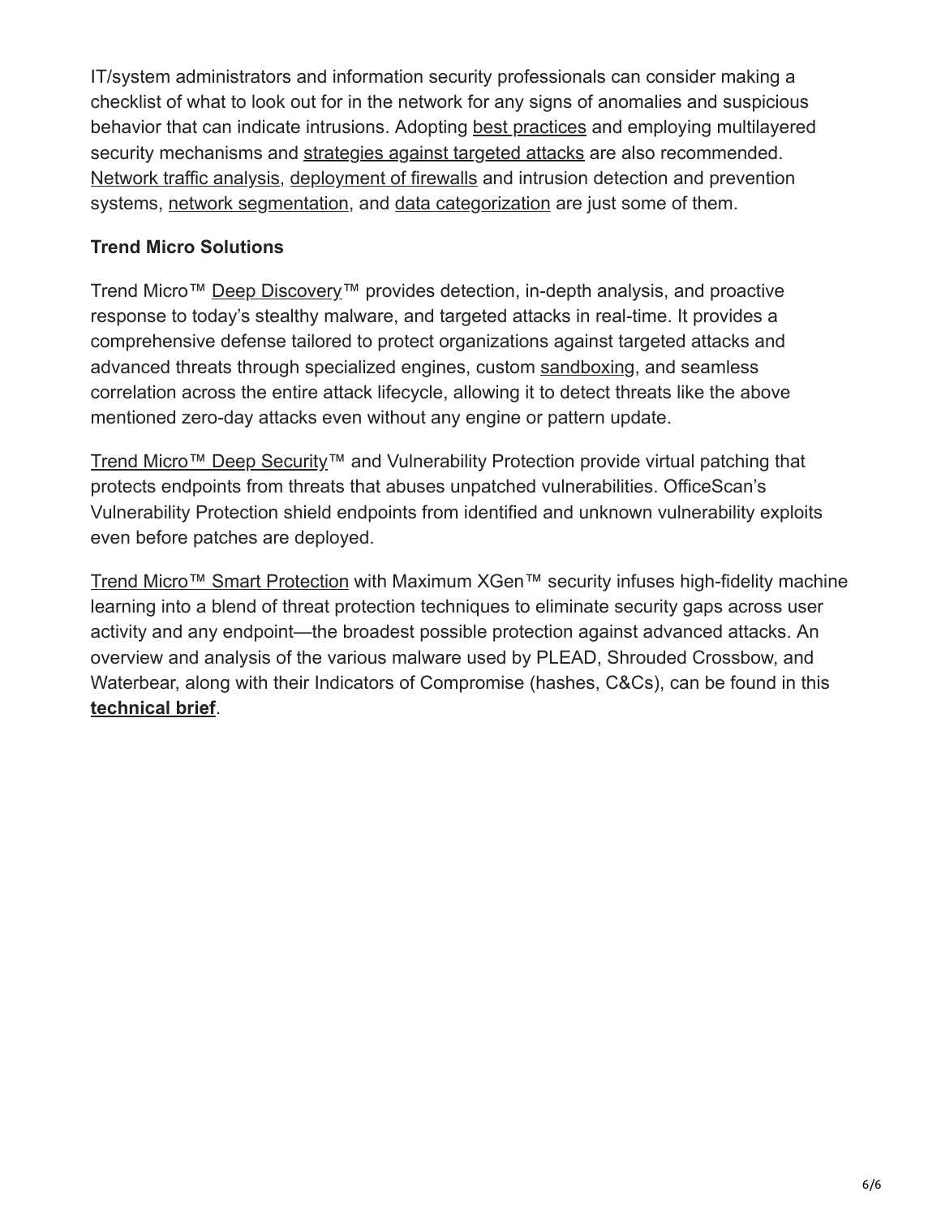IT/system administrators and information security professionals can consider making a checklist of what to look out for in the network for any signs of anomalies and suspicious behavior that can indicate intrusions. Adopting best practices and employing multilayered security mechanisms and strategies against targeted attacks are also recommended. Network traffic analysis, deployment of firewalls and intrusion detection and prevention systems, network segmentation, and data categorization are just some of them.

**Trend Micro Solutions**

Trend Micro™ Deep Discovery™ provides detection, in-depth analysis, and proactive response to today's stealthy malware, and targeted attacks in real-time. It provides a comprehensive defense tailored to protect organizations against targeted attacks and advanced threats through specialized engines, custom sandboxing, and seamless correlation across the entire attack lifecycle, allowing it to detect threats like the above mentioned zero-day attacks even without any engine or pattern update.

Trend Micro™ Deep Security™ and Vulnerability Protection provide virtual patching that protects endpoints from threats that abuses unpatched vulnerabilities. OfficeScan's Vulnerability Protection shield endpoints from identified and unknown vulnerability exploits even before patches are deployed.

Trend Micro™ Smart Protection with Maximum XGen™ security infuses high-fidelity machine learning into a blend of threat protection techniques to eliminate security gaps across user activity and any endpoint—the broadest possible protection against advanced attacks. An overview and analysis of the various malware used by PLEAD, Shrouded Crossbow, and Waterbear, along with their Indicators of Compromise (hashes, C&Cs), can be found in this **technical brief**.